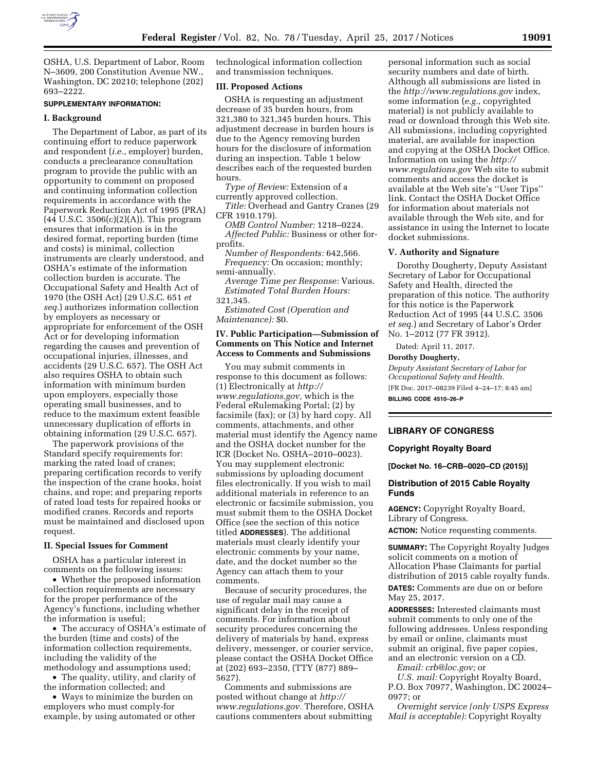OSHA, U.S. Department of Labor, Room N–3609, 200 Constitution Avenue NW., Washington, DC 20210; telephone (202) 693–2222.

**SUPPLEMENTARY INFORMATION:**

## I. Background

The Department of Labor, as part of its continuing effort to reduce paperwork and respondent (*i.e.,* employer) burden, conducts a preclearance consultation program to provide the public with an opportunity to comment on proposed and continuing information collection requirements in accordance with the Paperwork Reduction Act of 1995 (PRA) (44 U.S.C. 3506(c)(2)(A)). This program ensures that information is in the desired format, reporting burden (time and costs) is minimal, collection instruments are clearly understood, and OSHA's estimate of the information collection burden is accurate. The Occupational Safety and Health Act of 1970 (the OSH Act) (29 U.S.C. 651 *et seq.*) authorizes information collection by employers as necessary or appropriate for enforcement of the OSH Act or for developing information regarding the causes and prevention of occupational injuries, illnesses, and accidents (29 U.S.C. 657). The OSH Act also requires OSHA to obtain such information with minimum burden upon employers, especially those operating small businesses, and to reduce to the maximum extent feasible unnecessary duplication of efforts in obtaining information (29 U.S.C. 657).

The paperwork provisions of the Standard specify requirements for: marking the rated load of cranes; preparing certification records to verify the inspection of the crane hooks, hoist chains, and rope; and preparing reports of rated load tests for repaired hooks or modified cranes. Records and reports must be maintained and disclosed upon request.

## II. Special Issues for Comment

OSHA has a particular interest in comments on the following issues:

- Whether the proposed information collection requirements are necessary for the proper performance of the Agency's functions, including whether the information is useful;
- The accuracy of OSHA's estimate of the burden (time and costs) of the information collection requirements, including the validity of the methodology and assumptions used;
- The quality, utility, and clarity of the information collected; and
- Ways to minimize the burden on employers who must comply-for example, by using automated or other technological information collection and transmission techniques.

## III. Proposed Actions

OSHA is requesting an adjustment decrease of 35 burden hours, from 321,380 to 321,345 burden hours. This adjustment decrease in burden hours is due to the Agency removing burden hours for the disclosure of information during an inspection. Table 1 below describes each of the requested burden hours.

*Type of Review:* Extension of a currently approved collection.

*Title:* Overhead and Gantry Cranes (29 CFR 1910.179).

*OMB Control Number:* 1218–0224.

*Affected Public:* Business or other for-profits.

*Number of Respondents:* 642,566.

*Frequency:* On occasion; monthly; semi-annually.

*Average Time per Response:* Various.

*Estimated Total Burden Hours:* 321,345.

*Estimated Cost (Operation and Maintenance):* $0.

## IV. Public Participation—Submission of Comments on This Notice and Internet Access to Comments and Submissions

You may submit comments in response to this document as follows: (1) Electronically at *http://www.regulations.gov,* which is the Federal eRulemaking Portal; (2) by facsimile (fax); or (3) by hard copy. All comments, attachments, and other material must identify the Agency name and the OSHA docket number for the ICR (Docket No. OSHA–2010–0023). You may supplement electronic submissions by uploading document files electronically. If you wish to mail additional materials in reference to an electronic or facsimile submission, you must submit them to the OSHA Docket Office (see the section of this notice titled **ADDRESSES**). The additional materials must clearly identify your electronic comments by your name, date, and the docket number so the Agency can attach them to your comments.

Because of security procedures, the use of regular mail may cause a significant delay in the receipt of comments. For information about security procedures concerning the delivery of materials by hand, express delivery, messenger, or courier service, please contact the OSHA Docket Office at (202) 693–2350, (TTY (877) 889–5627).

Comments and submissions are posted without change at *http://www.regulations.gov.* Therefore, OSHA cautions commenters about submitting personal information such as social security numbers and date of birth. Although all submissions are listed in the *http://www.regulations.gov* index, some information (*e.g.,* copyrighted material) is not publicly available to read or download through this Web site. All submissions, including copyrighted material, are available for inspection and copying at the OSHA Docket Office. Information on using the *http://www.regulations.gov* Web site to submit comments and access the docket is available at the Web site's ''User Tips'' link. Contact the OSHA Docket Office for information about materials not available through the Web site, and for assistance in using the Internet to locate docket submissions.

## V. Authority and Signature

Dorothy Dougherty, Deputy Assistant Secretary of Labor for Occupational Safety and Health, directed the preparation of this notice. The authority for this notice is the Paperwork Reduction Act of 1995 (44 U.S.C. 3506 *et seq.*) and Secretary of Labor's Order No. 1–2012 (77 FR 3912).

Dated: April 11, 2017.

**Dorothy Dougherty,**

*Deputy Assistant Secretary of Labor for Occupational Safety and Health.*

[FR Doc. 2017–08239 Filed 4–24–17; 8:45 am]

**BILLING CODE 4510–26–P**

---

# LIBRARY OF CONGRESS

## Copyright Royalty Board

**[Docket No. 16–CRB–0020–CD (2015)]**

## Distribution of 2015 Cable Royalty Funds

**AGENCY:** Copyright Royalty Board, Library of Congress.

**ACTION:** Notice requesting comments.

**SUMMARY:** The Copyright Royalty Judges solicit comments on a motion of Allocation Phase Claimants for partial distribution of 2015 cable royalty funds.

**DATES:** Comments are due on or before May 25, 2017.

**ADDRESSES:** Interested claimants must submit comments to only one of the following addresses. Unless responding by email or online, claimants must submit an original, five paper copies, and an electronic version on a CD.

*Email: crb@loc.gov;* or

*U.S. mail:* Copyright Royalty Board, P.O. Box 70977, Washington, DC 20024–0977; or

*Overnight service (only USPS Express Mail is acceptable):* Copyright Royalty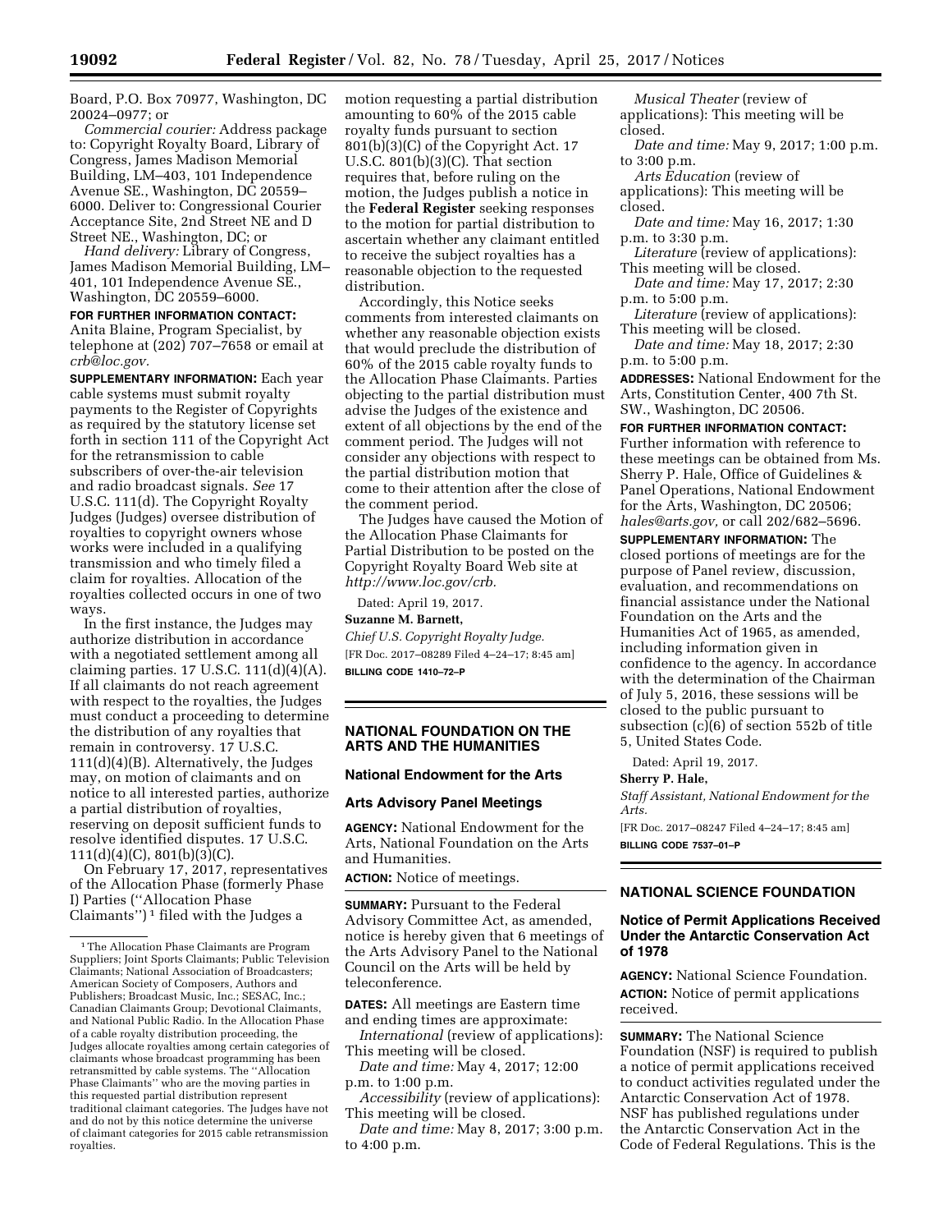Board, P.O. Box 70977, Washington, DC 20024–0977; or

*Commercial courier:* Address package to: Copyright Royalty Board, Library of Congress, James Madison Memorial Building, LM–403, 101 Independence Avenue SE., Washington, DC 20559–6000. Deliver to: Congressional Courier Acceptance Site, 2nd Street NE and D Street NE., Washington, DC; or

*Hand delivery:* Library of Congress, James Madison Memorial Building, LM–401, 101 Independence Avenue SE., Washington, DC 20559–6000.

**FOR FURTHER INFORMATION CONTACT:** Anita Blaine, Program Specialist, by telephone at (202) 707–7658 or email at *crb@loc.gov*.

**SUPPLEMENTARY INFORMATION:** Each year cable systems must submit royalty payments to the Register of Copyrights as required by the statutory license set forth in section 111 of the Copyright Act for the retransmission to cable subscribers of over-the-air television and radio broadcast signals. *See* 17 U.S.C. 111(d). The Copyright Royalty Judges (Judges) oversee distribution of royalties to copyright owners whose works were included in a qualifying transmission and who timely filed a claim for royalties. Allocation of the royalties collected occurs in one of two ways.

In the first instance, the Judges may authorize distribution in accordance with a negotiated settlement among all claiming parties. 17 U.S.C. 111(d)(4)(A). If all claimants do not reach agreement with respect to the royalties, the Judges must conduct a proceeding to determine the distribution of any royalties that remain in controversy. 17 U.S.C. 111(d)(4)(B). Alternatively, the Judges may, on motion of claimants and on notice to all interested parties, authorize a partial distribution of royalties, reserving on deposit sufficient funds to resolve identified disputes. 17 U.S.C. 111(d)(4)(C), 801(b)(3)(C).

On February 17, 2017, representatives of the Allocation Phase (formerly Phase I) Parties (''Allocation Phase Claimants'')[1] filed with the Judges a motion requesting a partial distribution amounting to 60% of the 2015 cable royalty funds pursuant to section 801(b)(3)(C) of the Copyright Act. 17 U.S.C. 801(b)(3)(C). That section requires that, before ruling on the motion, the Judges publish a notice in the **Federal Register** seeking responses to the motion for partial distribution to ascertain whether any claimant entitled to receive the subject royalties has a reasonable objection to the requested distribution.

Accordingly, this Notice seeks comments from interested claimants on whether any reasonable objection exists that would preclude the distribution of 60% of the 2015 cable royalty funds to the Allocation Phase Claimants. Parties objecting to the partial distribution must advise the Judges of the existence and extent of all objections by the end of the comment period. The Judges will not consider any objections with respect to the partial distribution motion that come to their attention after the close of the comment period.

The Judges have caused the Motion of the Allocation Phase Claimants for Partial Distribution to be posted on the Copyright Royalty Board Web site at *http://www.loc.gov/crb*.

Dated: April 19, 2017.

**Suzanne M. Barnett,**

*Chief U.S. Copyright Royalty Judge.*

[FR Doc. 2017–08289 Filed 4–24–17; 8:45 am]

**BILLING CODE 1410–72–P**

[1] The Allocation Phase Claimants are Program Suppliers; Joint Sports Claimants; Public Television Claimants; National Association of Broadcasters; American Society of Composers, Authors and Publishers; Broadcast Music, Inc.; SESAC, Inc.; Canadian Claimants Group; Devotional Claimants, and National Public Radio. In the Allocation Phase of a cable royalty distribution proceeding, the Judges allocate royalties among certain categories of claimants whose broadcast programming has been retransmitted by cable systems. The ''Allocation Phase Claimants'' who are the moving parties in this requested partial distribution represent traditional claimant categories. The Judges have not and do not by this notice determine the universe of claimant categories for 2015 cable retransmission royalties.

## NATIONAL FOUNDATION ON THE ARTS AND THE HUMANITIES

### National Endowment for the Arts

### Arts Advisory Panel Meetings

**AGENCY:** National Endowment for the Arts, National Foundation on the Arts and Humanities.

**ACTION:** Notice of meetings.

**SUMMARY:** Pursuant to the Federal Advisory Committee Act, as amended, notice is hereby given that 6 meetings of the Arts Advisory Panel to the National Council on the Arts will be held by teleconference.

**DATES:** All meetings are Eastern time and ending times are approximate:

*International* (review of applications): This meeting will be closed.

*Date and time:* May 4, 2017; 12:00 p.m. to 1:00 p.m.

*Accessibility* (review of applications): This meeting will be closed.

*Date and time:* May 8, 2017; 3:00 p.m. to 4:00 p.m.

*Musical Theater* (review of applications): This meeting will be closed.

*Date and time:* May 9, 2017; 1:00 p.m. to 3:00 p.m.

*Arts Education* (review of applications): This meeting will be closed.

*Date and time:* May 16, 2017; 1:30 p.m. to 3:30 p.m.

*Literature* (review of applications): This meeting will be closed.

*Date and time:* May 17, 2017; 2:30 p.m. to 5:00 p.m.

*Literature* (review of applications): This meeting will be closed.

*Date and time:* May 18, 2017; 2:30 p.m. to 5:00 p.m.

**ADDRESSES:** National Endowment for the Arts, Constitution Center, 400 7th St. SW., Washington, DC 20506.

**FOR FURTHER INFORMATION CONTACT:** Further information with reference to these meetings can be obtained from Ms. Sherry P. Hale, Office of Guidelines & Panel Operations, National Endowment for the Arts, Washington, DC 20506; *hales@arts.gov*, or call 202/682–5696.

**SUPPLEMENTARY INFORMATION:** The closed portions of meetings are for the purpose of Panel review, discussion, evaluation, and recommendations on financial assistance under the National Foundation on the Arts and the Humanities Act of 1965, as amended, including information given in confidence to the agency. In accordance with the determination of the Chairman of July 5, 2016, these sessions will be closed to the public pursuant to subsection (c)(6) of section 552b of title 5, United States Code.

Dated: April 19, 2017.

**Sherry P. Hale,**

*Staff Assistant, National Endowment for the Arts.*

[FR Doc. 2017–08247 Filed 4–24–17; 8:45 am]

**BILLING CODE 7537–01–P**

## NATIONAL SCIENCE FOUNDATION

### Notice of Permit Applications Received Under the Antarctic Conservation Act of 1978

**AGENCY:** National Science Foundation.

**ACTION:** Notice of permit applications received.

**SUMMARY:** The National Science Foundation (NSF) is required to publish a notice of permit applications received to conduct activities regulated under the Antarctic Conservation Act of 1978. NSF has published regulations under the Antarctic Conservation Act in the Code of Federal Regulations. This is the